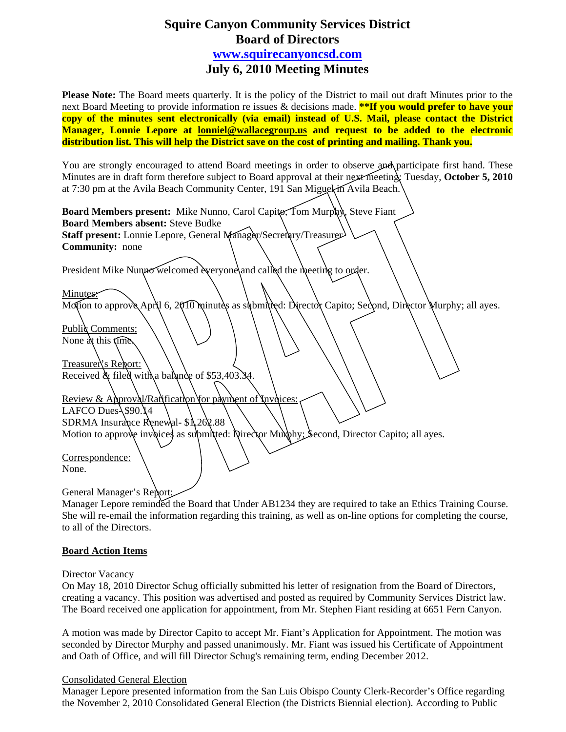# Squire Canyon Community Services District
# Board of Directors
# www.squirecanyoncsd.com
# July 6, 2010 Meeting Minutes

**Please Note:** The Board meets quarterly. It is the policy of the District to mail out draft Minutes prior to the next Board Meeting to provide information re issues & decisions made. **\*\*If you would prefer to have your copy of the minutes sent electronically (via email) instead of U.S. Mail, please contact the District Manager, Lonnie Lepore at lonniel@wallacegroup.us and request to be added to the electronic distribution list. This will help the District save on the cost of printing and mailing. Thank you.**

You are strongly encouraged to attend Board meetings in order to observe and participate first hand. These Minutes are in draft form therefore subject to Board approval at their next meeting; Tuesday, **October 5, 2010** at 7:30 pm at the Avila Beach Community Center, 191 San Miguel in Avila Beach.

**Board Members present:** Mike Nunno, Carol Capito, Tom Murphy, Steve Fiant
**Board Members absent:** Steve Budke
**Staff present:** Lonnie Lepore, General Manager/Secretary/Treasurer
**Community:** none

President Mike Nunno welcomed everyone and called the meeting to order.

Minutes:
Motion to approve April 6, 2010 minutes as submitted: Director Capito; Second, Director Murphy; all ayes.

Public Comments;
None at this time.

Treasurer's Report:
Received & filed with a balance of $53,403.34.

Review & Approval/Ratification for payment of Invoices:
LAFCO Dues- $90.14
SDRMA Insurance Renewal- $1,262.88
Motion to approve invoices as submitted: Director Murphy; Second, Director Capito; all ayes.

Correspondence:
None.

General Manager's Report:
Manager Lepore reminded the Board that Under AB1234 they are required to take an Ethics Training Course. She will re-email the information regarding this training, as well as on-line options for completing the course, to all of the Directors.

**Board Action Items**

Director Vacancy
On May 18, 2010 Director Schug officially submitted his letter of resignation from the Board of Directors, creating a vacancy. This position was advertised and posted as required by Community Services District law. The Board received one application for appointment, from Mr. Stephen Fiant residing at 6651 Fern Canyon.

A motion was made by Director Capito to accept Mr. Fiant's Application for Appointment. The motion was seconded by Director Murphy and passed unanimously. Mr. Fiant was issued his Certificate of Appointment and Oath of Office, and will fill Director Schug's remaining term, ending December 2012.

Consolidated General Election
Manager Lepore presented information from the San Luis Obispo County Clerk-Recorder's Office regarding the November 2, 2010 Consolidated General Election (the Districts Biennial election). According to Public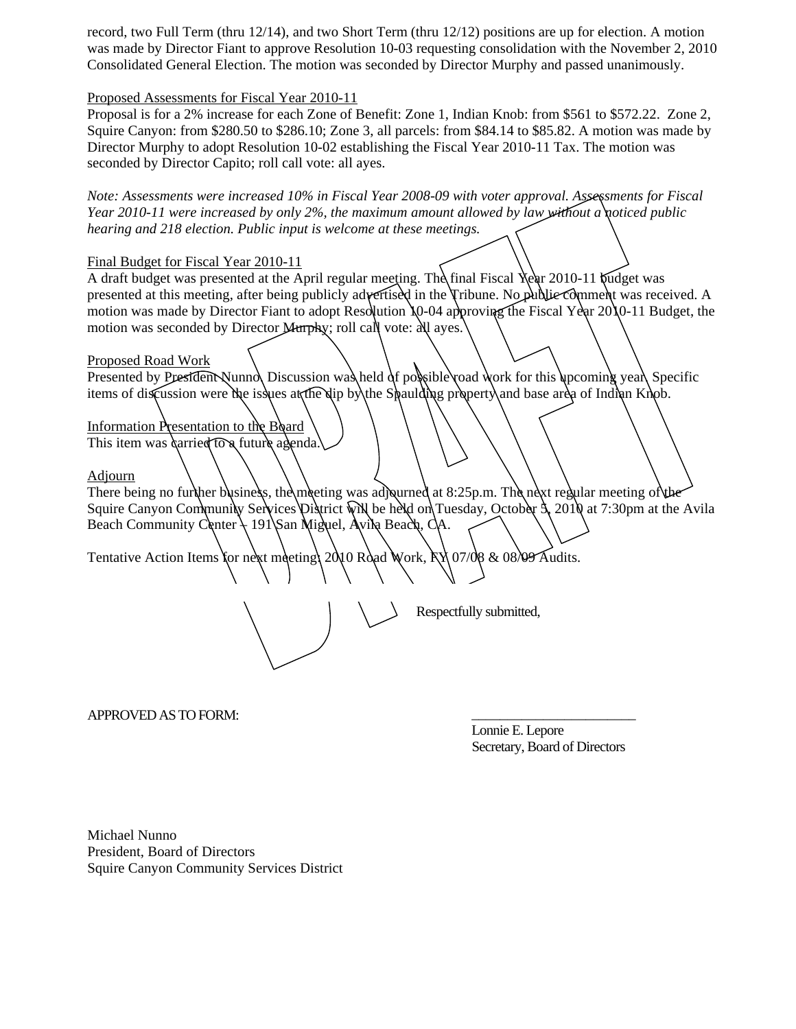record, two Full Term (thru 12/14), and two Short Term (thru 12/12) positions are up for election. A motion was made by Director Fiant to approve Resolution 10-03 requesting consolidation with the November 2, 2010 Consolidated General Election. The motion was seconded by Director Murphy and passed unanimously.

Proposed Assessments for Fiscal Year 2010-11

Proposal is for a 2% increase for each Zone of Benefit: Zone 1, Indian Knob: from $561 to $572.22. Zone 2, Squire Canyon: from $280.50 to $286.10; Zone 3, all parcels: from $84.14 to $85.82. A motion was made by Director Murphy to adopt Resolution 10-02 establishing the Fiscal Year 2010-11 Tax. The motion was seconded by Director Capito; roll call vote: all ayes.

*Note: Assessments were increased 10% in Fiscal Year 2008-09 with voter approval. Assessments for Fiscal Year 2010-11 were increased by only 2%, the maximum amount allowed by law without a noticed public hearing and 218 election. Public input is welcome at these meetings.*

Final Budget for Fiscal Year 2010-11

A draft budget was presented at the April regular meeting. The final Fiscal Year 2010-11 budget was presented at this meeting, after being publicly advertised in the Tribune. No public comment was received. A motion was made by Director Fiant to adopt Resolution 10-04 approving the Fiscal Year 2010-11 Budget, the motion was seconded by Director Murphy; roll call vote: all ayes.

Proposed Road Work

Presented by President Nunno. Discussion was held of possible road work for this upcoming year. Specific items of discussion were the issues at the dip by the Spaulding property and base area of Indian Knob.

Information Presentation to the Board

This item was carried to a future agenda.

Adjourn

There being no further business, the meeting was adjourned at 8:25p.m. The next regular meeting of the Squire Canyon Community Services District will be held on Tuesday, October 5, 2010 at 7:30pm at the Avila Beach Community Center – 191 San Miguel, Avila Beach, CA.

Tentative Action Items for next meeting: 2010 Road Work, FY 07/08 & 08/09 Audits.

Respectfully submitted,

APPROVED AS TO FORM:

\_\_\_\_\_\_\_\_\_\_\_\_\_\_\_\_\_\_\_\_\_\_\_\_\_

Lonnie E. Lepore
Secretary, Board of Directors

Michael Nunno
President, Board of Directors
Squire Canyon Community Services District

DRAFT